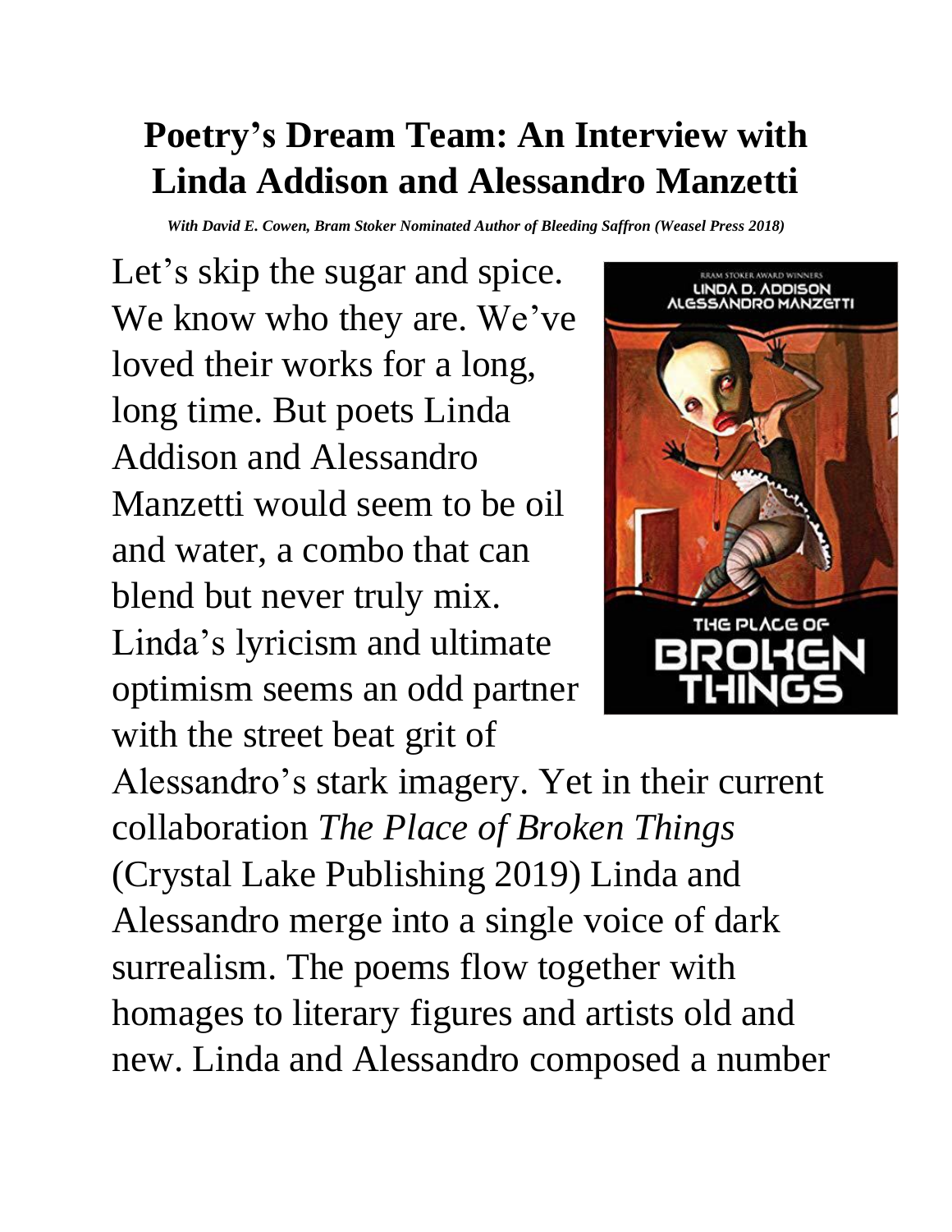# Poetry's Dream Team: An Interview with Linda Addison and Alessandro Manzetti

***With David E. Cowen, Bram Stoker Nominated Author of Bleeding Saffron (Weasel Press 2018)***

Let's skip the sugar and spice. We know who they are. We've loved their works for a long, long time. But poets Linda Addison and Alessandro Manzetti would seem to be oil and water, a combo that can blend but never truly mix. Linda's lyricism and ultimate optimism seems an odd partner with the street beat grit of Alessandro's stark imagery. Yet in their current collaboration *The Place of Broken Things* (Crystal Lake Publishing 2019) Linda and Alessandro merge into a single voice of dark surrealism. The poems flow together with homages to literary figures and artists old and new. Linda and Alessandro composed a number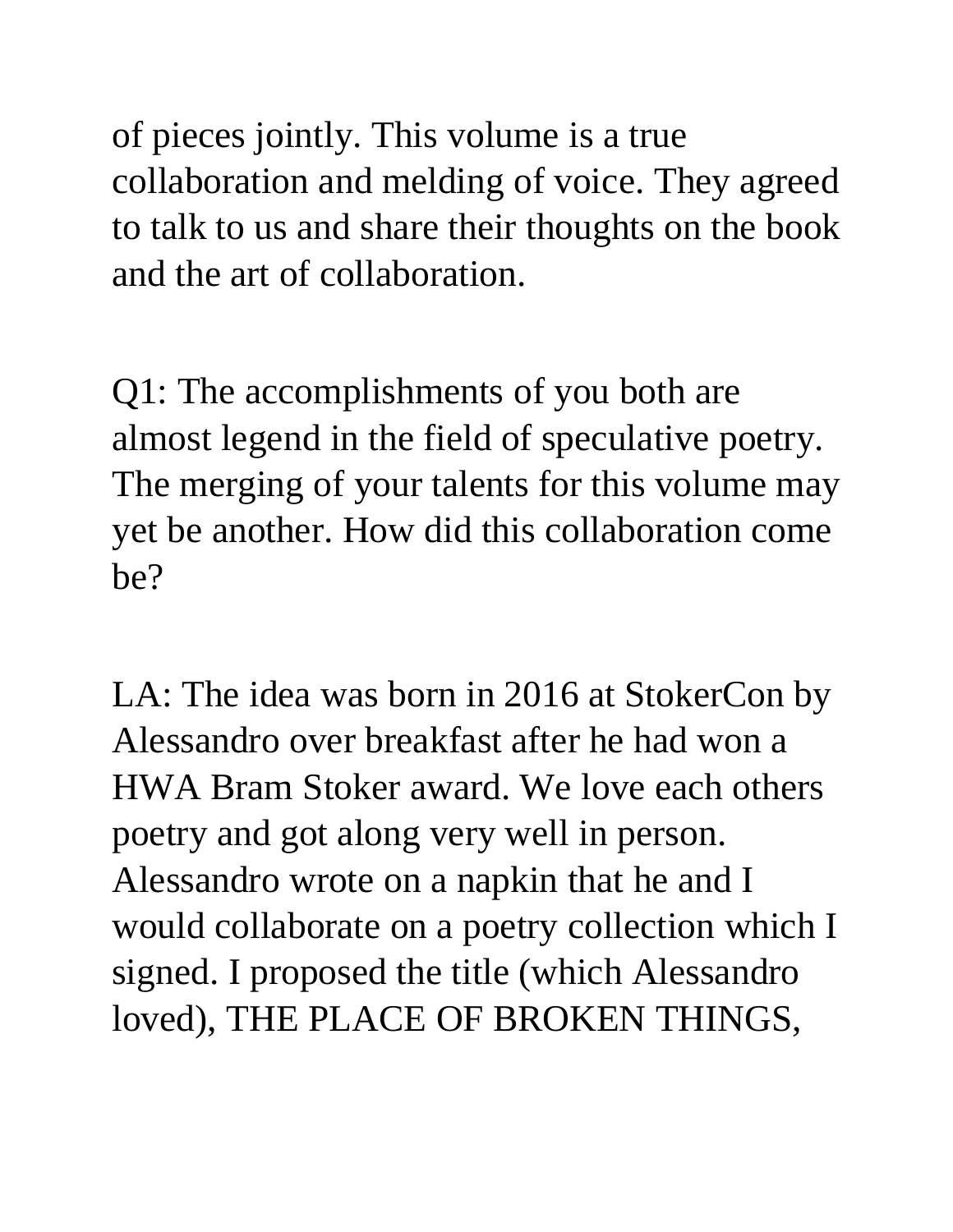of pieces jointly. This volume is a true collaboration and melding of voice. They agreed to talk to us and share their thoughts on the book and the art of collaboration.

Q1: The accomplishments of you both are almost legend in the field of speculative poetry. The merging of your talents for this volume may yet be another. How did this collaboration come be?

LA: The idea was born in 2016 at StokerCon by Alessandro over breakfast after he had won a HWA Bram Stoker award. We love each others poetry and got along very well in person. Alessandro wrote on a napkin that he and I would collaborate on a poetry collection which I signed. I proposed the title (which Alessandro loved), THE PLACE OF BROKEN THINGS,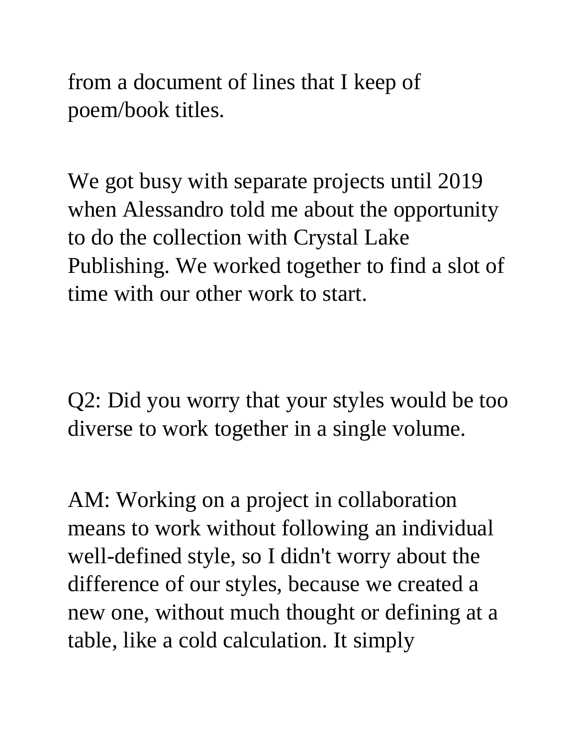from a document of lines that I keep of poem/book titles.

We got busy with separate projects until 2019 when Alessandro told me about the opportunity to do the collection with Crystal Lake Publishing. We worked together to find a slot of time with our other work to start.

Q2: Did you worry that your styles would be too diverse to work together in a single volume.

AM: Working on a project in collaboration means to work without following an individual well-defined style, so I didn't worry about the difference of our styles, because we created a new one, without much thought or defining at a table, like a cold calculation. It simply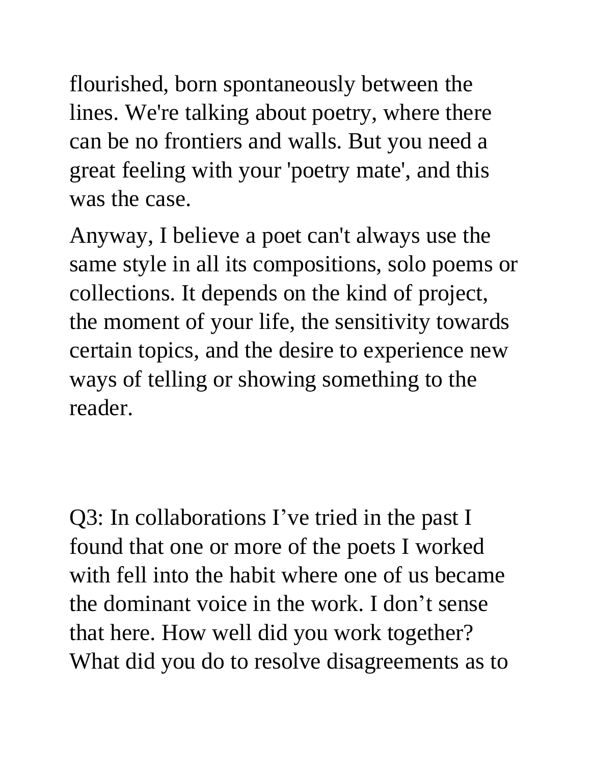flourished, born spontaneously between the lines. We're talking about poetry, where there can be no frontiers and walls. But you need a great feeling with your 'poetry mate', and this was the case.

Anyway, I believe a poet can't always use the same style in all its compositions, solo poems or collections. It depends on the kind of project, the moment of your life, the sensitivity towards certain topics, and the desire to experience new ways of telling or showing something to the reader.

Q3: In collaborations I've tried in the past I found that one or more of the poets I worked with fell into the habit where one of us became the dominant voice in the work. I don't sense that here. How well did you work together? What did you do to resolve disagreements as to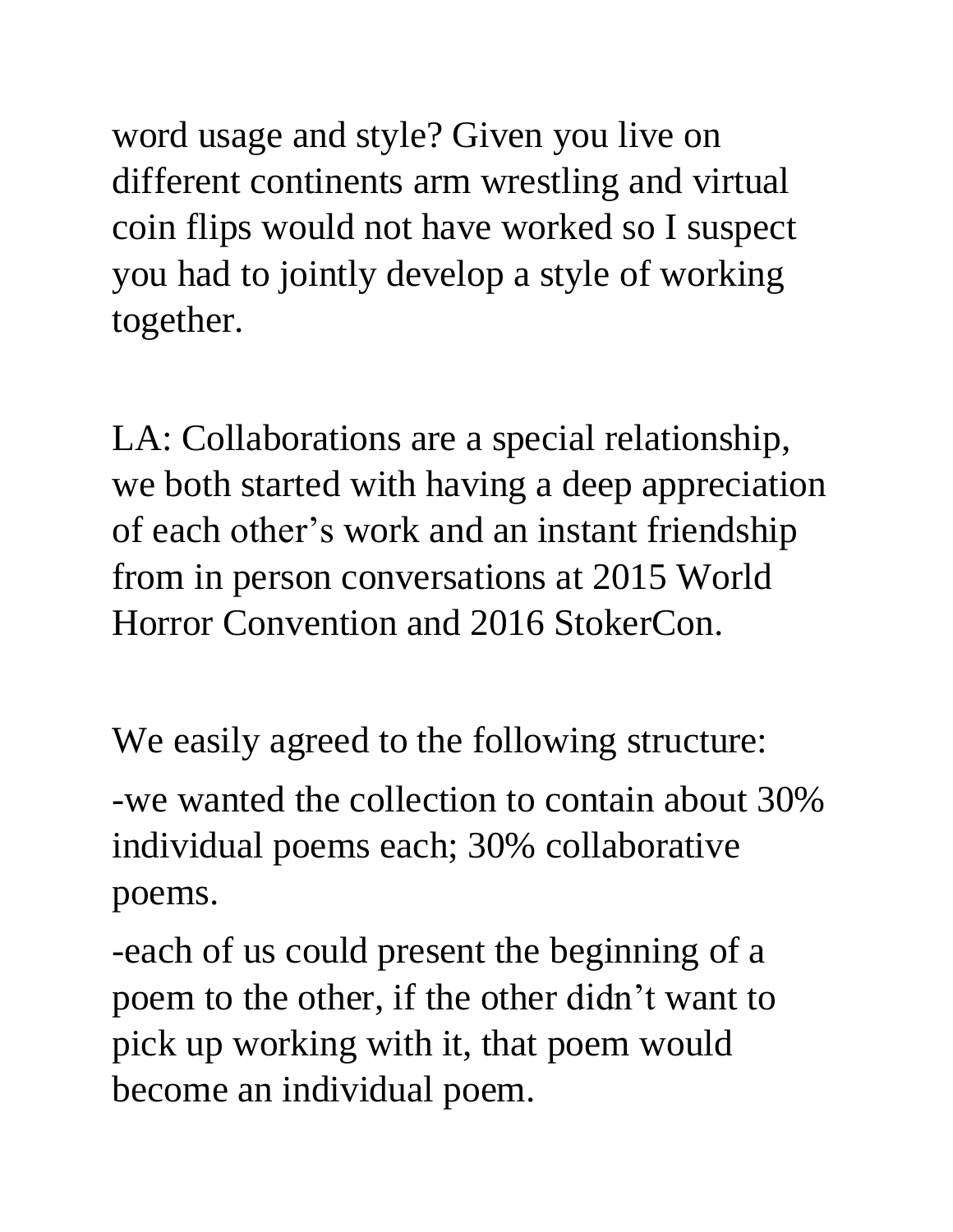word usage and style? Given you live on different continents arm wrestling and virtual coin flips would not have worked so I suspect you had to jointly develop a style of working together.

LA: Collaborations are a special relationship, we both started with having a deep appreciation of each other's work and an instant friendship from in person conversations at 2015 World Horror Convention and 2016 StokerCon.

We easily agreed to the following structure:

-we wanted the collection to contain about 30% individual poems each; 30% collaborative poems.

-each of us could present the beginning of a poem to the other, if the other didn't want to pick up working with it, that poem would become an individual poem.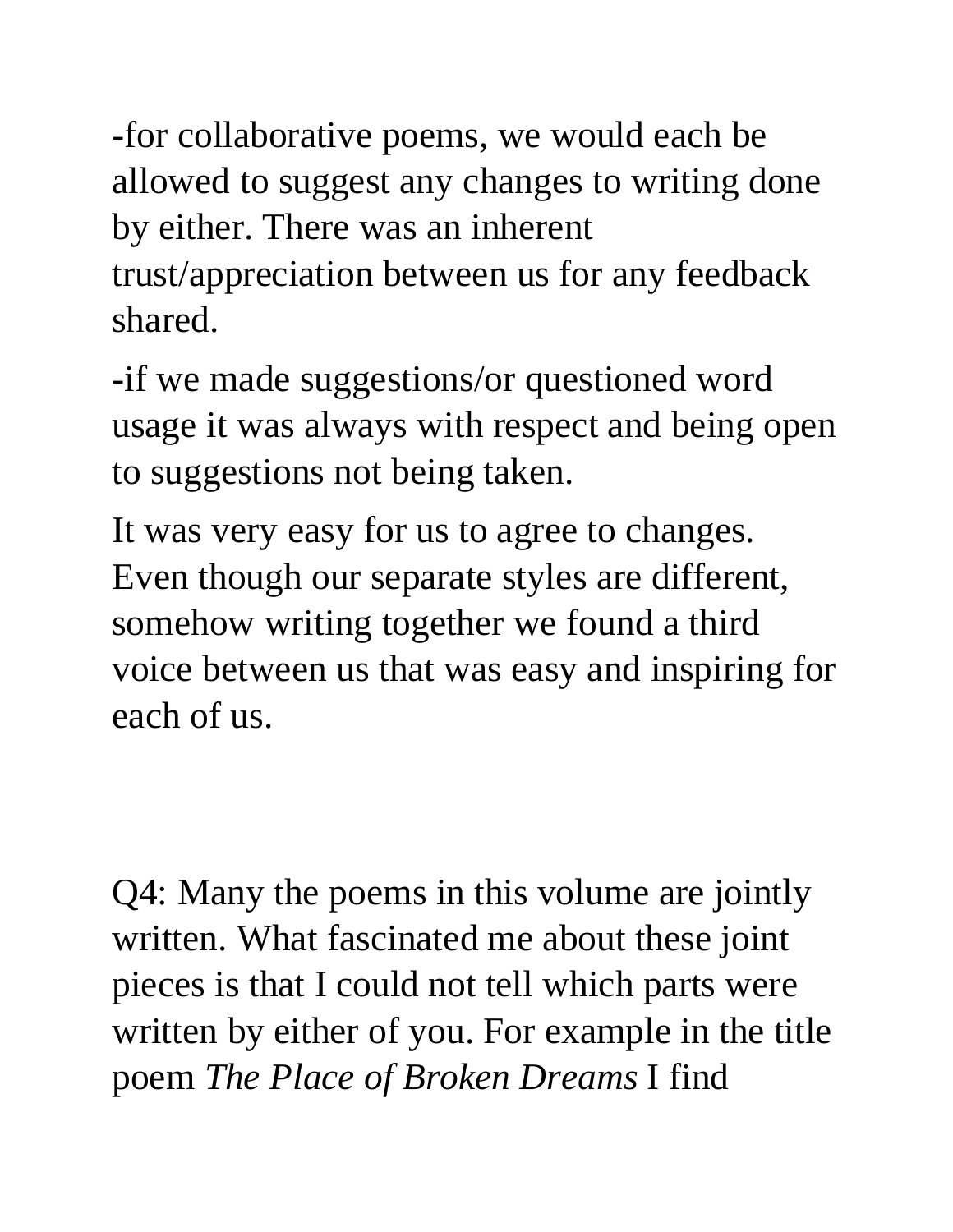-for collaborative poems, we would each be allowed to suggest any changes to writing done by either. There was an inherent trust/appreciation between us for any feedback shared.

-if we made suggestions/or questioned word usage it was always with respect and being open to suggestions not being taken.

It was very easy for us to agree to changes. Even though our separate styles are different, somehow writing together we found a third voice between us that was easy and inspiring for each of us.

Q4: Many the poems in this volume are jointly written. What fascinated me about these joint pieces is that I could not tell which parts were written by either of you. For example in the title poem *The Place of Broken Dreams* I find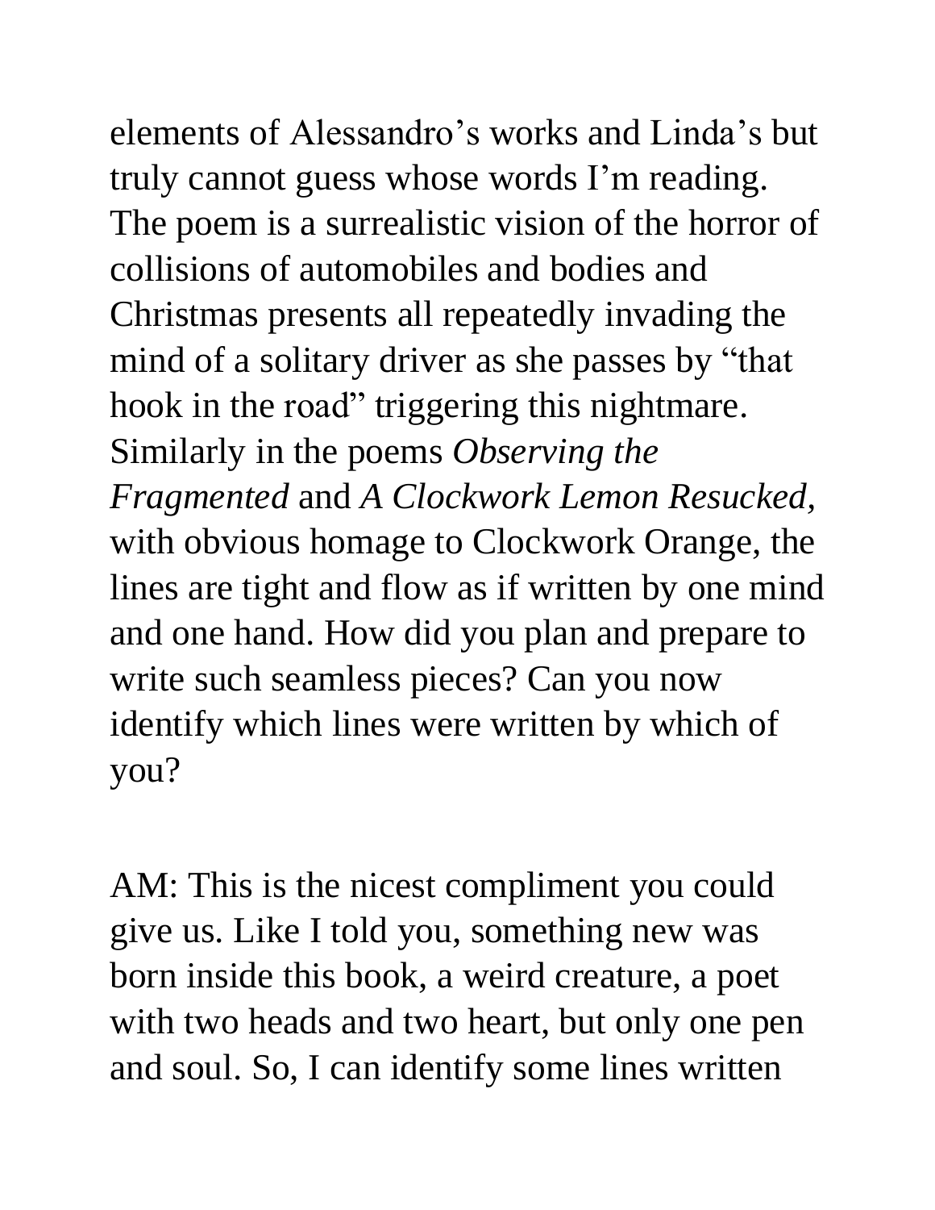elements of Alessandro's works and Linda's but truly cannot guess whose words I'm reading. The poem is a surrealistic vision of the horror of collisions of automobiles and bodies and Christmas presents all repeatedly invading the mind of a solitary driver as she passes by "that hook in the road" triggering this nightmare. Similarly in the poems *Observing the Fragmented* and *A Clockwork Lemon Resucked*, with obvious homage to Clockwork Orange, the lines are tight and flow as if written by one mind and one hand. How did you plan and prepare to write such seamless pieces? Can you now identify which lines were written by which of you?

AM: This is the nicest compliment you could give us. Like I told you, something new was born inside this book, a weird creature, a poet with two heads and two heart, but only one pen and soul. So, I can identify some lines written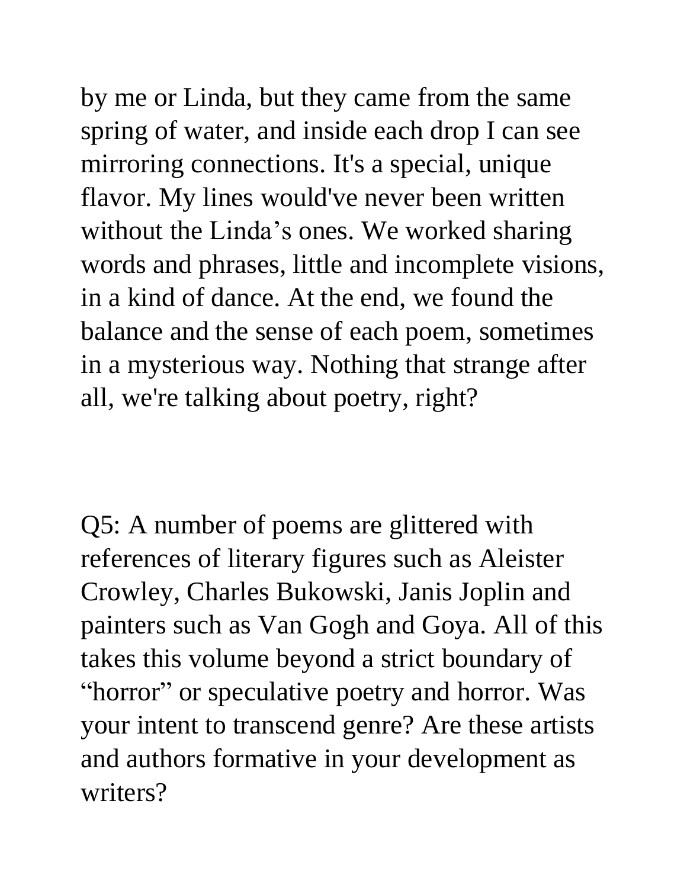by me or Linda, but they came from the same spring of water, and inside each drop I can see mirroring connections. It's a special, unique flavor. My lines would've never been written without the Linda’s ones. We worked sharing words and phrases, little and incomplete visions, in a kind of dance. At the end, we found the balance and the sense of each poem, sometimes in a mysterious way. Nothing that strange after all, we're talking about poetry, right?

Q5: A number of poems are glittered with references of literary figures such as Aleister Crowley, Charles Bukowski, Janis Joplin and painters such as Van Gogh and Goya. All of this takes this volume beyond a strict boundary of “horror” or speculative poetry and horror. Was your intent to transcend genre? Are these artists and authors formative in your development as writers?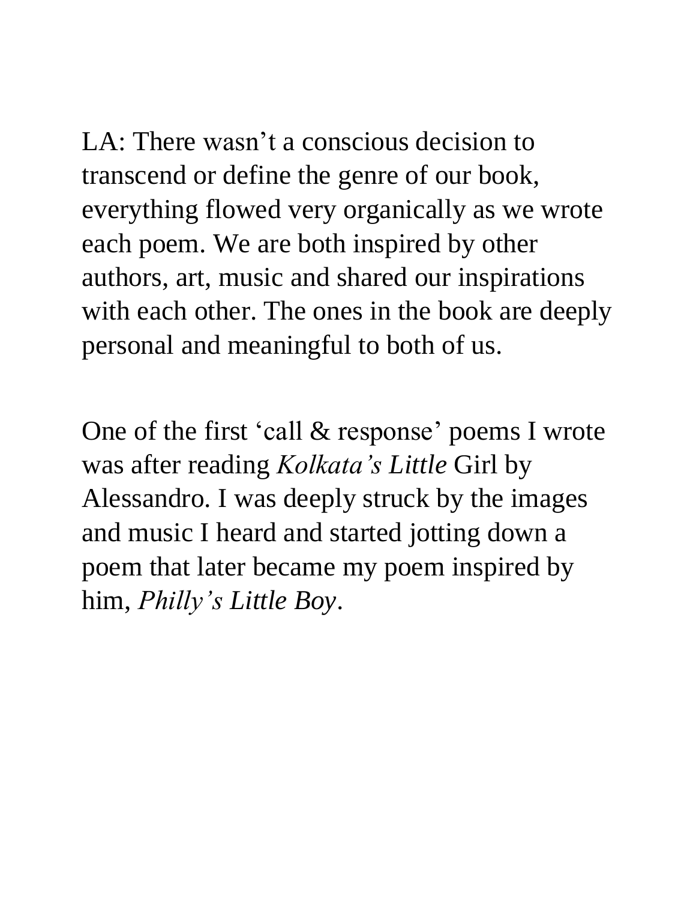LA: There wasn’t a conscious decision to transcend or define the genre of our book, everything flowed very organically as we wrote each poem. We are both inspired by other authors, art, music and shared our inspirations with each other. The ones in the book are deeply personal and meaningful to both of us.

One of the first ‘call & response’ poems I wrote was after reading *Kolkata’s Little* Girl by Alessandro. I was deeply struck by the images and music I heard and started jotting down a poem that later became my poem inspired by him, *Philly’s Little Boy*.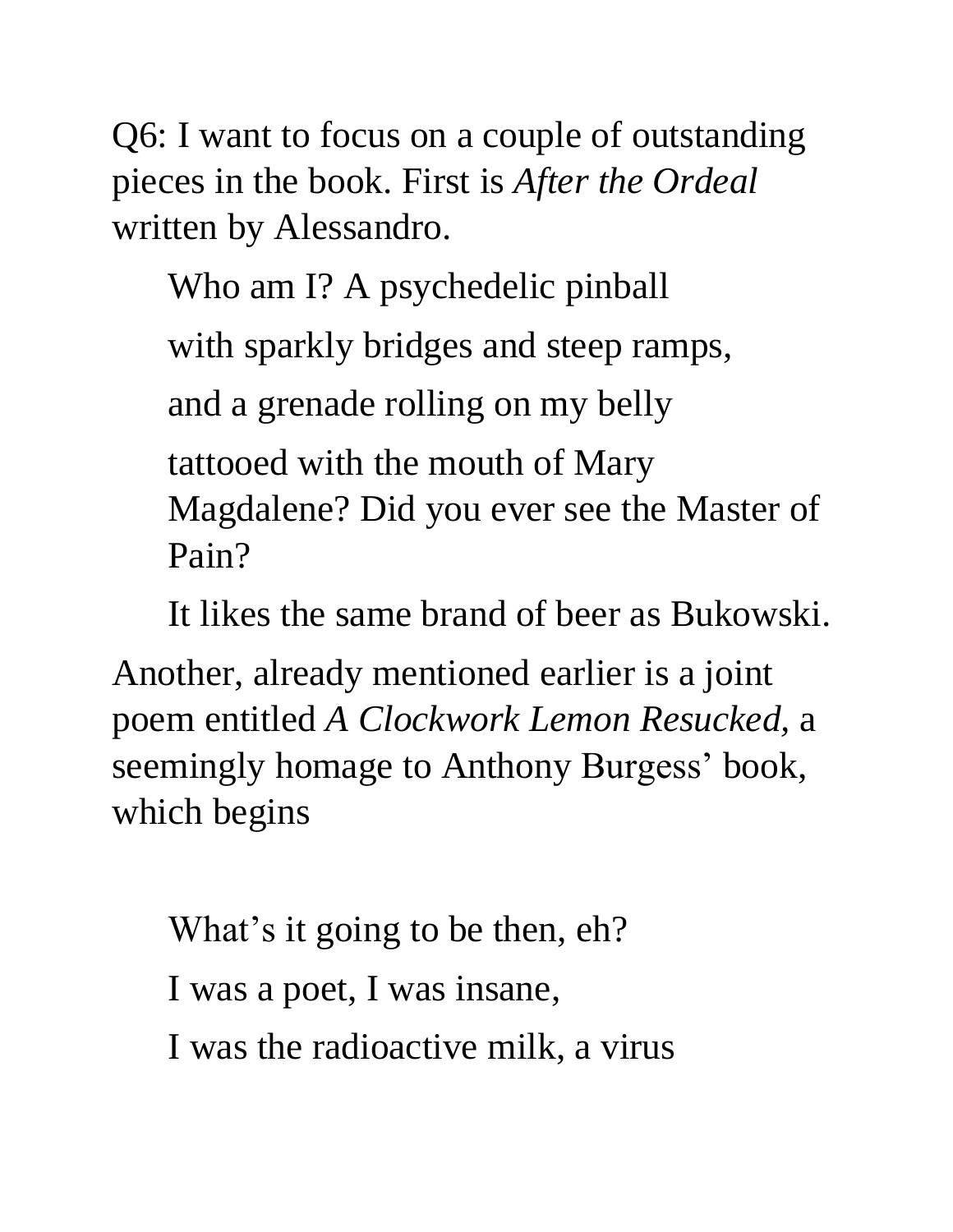Q6: I want to focus on a couple of outstanding pieces in the book. First is *After the Ordeal* written by Alessandro.

> Who am I? A psychedelic pinball
>
> with sparkly bridges and steep ramps,
>
> and a grenade rolling on my belly
>
> tattooed with the mouth of Mary Magdalene? Did you ever see the Master of Pain?
>
> It likes the same brand of beer as Bukowski.

Another, already mentioned earlier is a joint poem entitled *A Clockwork Lemon Resucked,* a seemingly homage to Anthony Burgess' book, which begins

> What's it going to be then, eh?
>
> I was a poet, I was insane,
>
> I was the radioactive milk, a virus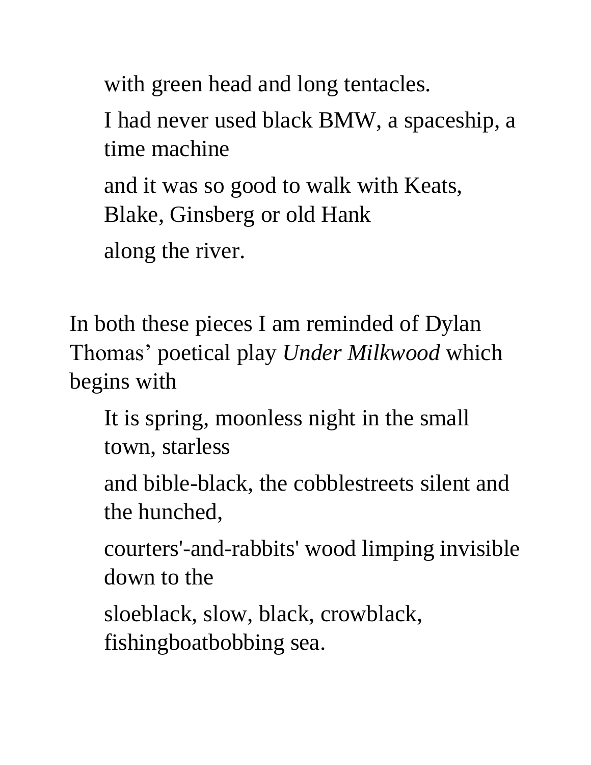with green head and long tentacles.

I had never used black BMW, a spaceship, a time machine

and it was so good to walk with Keats, Blake, Ginsberg or old Hank

along the river.

In both these pieces I am reminded of Dylan Thomas' poetical play *Under Milkwood* which begins with

It is spring, moonless night in the small town, starless

and bible-black, the cobblestreets silent and the hunched,

courters'-and-rabbits' wood limping invisible down to the

sloeblack, slow, black, crowblack, fishingboatbobbing sea.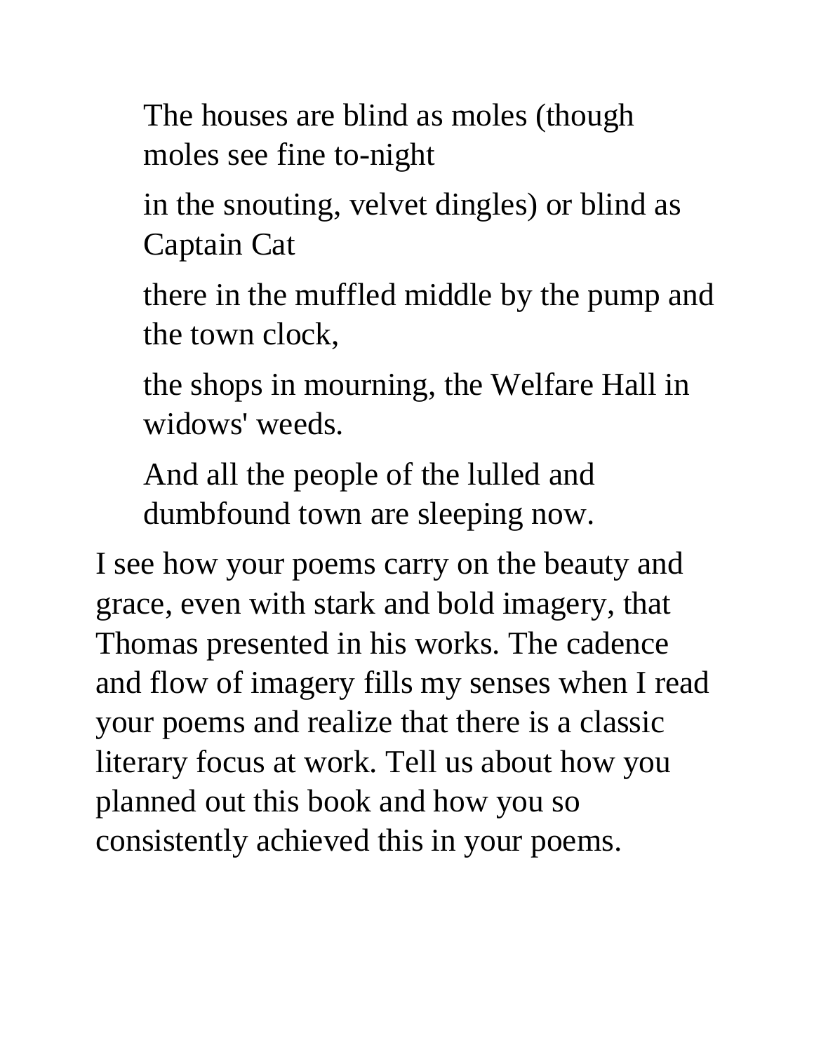> The houses are blind as moles (though moles see fine to-night
>
> in the snouting, velvet dingles) or blind as Captain Cat
>
> there in the muffled middle by the pump and the town clock,
>
> the shops in mourning, the Welfare Hall in widows' weeds.
>
> And all the people of the lulled and dumbfound town are sleeping now.

I see how your poems carry on the beauty and grace, even with stark and bold imagery, that Thomas presented in his works. The cadence and flow of imagery fills my senses when I read your poems and realize that there is a classic literary focus at work. Tell us about how you planned out this book and how you so consistently achieved this in your poems.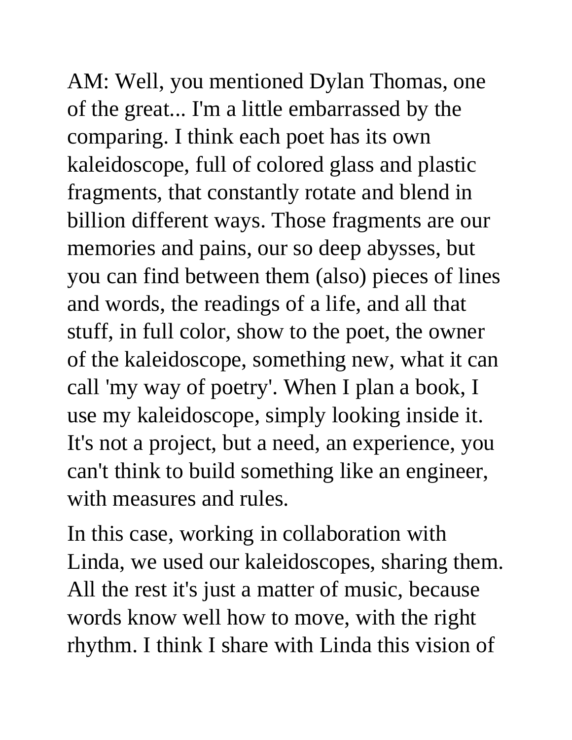AM: Well, you mentioned Dylan Thomas, one of the great... I'm a little embarrassed by the comparing. I think each poet has its own kaleidoscope, full of colored glass and plastic fragments, that constantly rotate and blend in billion different ways. Those fragments are our memories and pains, our so deep abysses, but you can find between them (also) pieces of lines and words, the readings of a life, and all that stuff, in full color, show to the poet, the owner of the kaleidoscope, something new, what it can call 'my way of poetry'. When I plan a book, I use my kaleidoscope, simply looking inside it. It's not a project, but a need, an experience, you can't think to build something like an engineer, with measures and rules.

In this case, working in collaboration with Linda, we used our kaleidoscopes, sharing them. All the rest it's just a matter of music, because words know well how to move, with the right rhythm. I think I share with Linda this vision of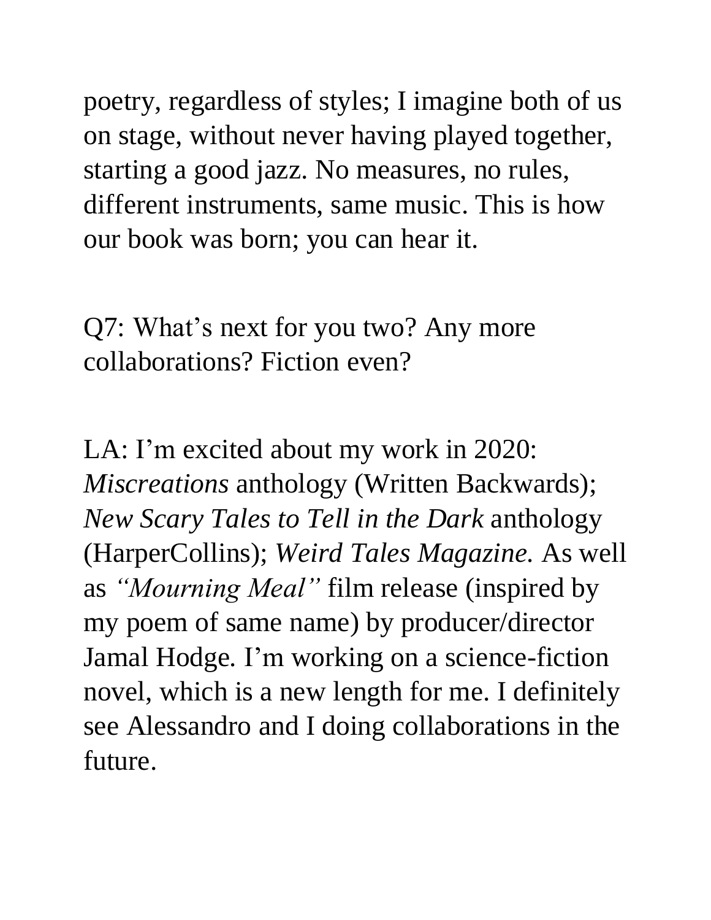poetry, regardless of styles; I imagine both of us on stage, without never having played together, starting a good jazz. No measures, no rules, different instruments, same music. This is how our book was born; you can hear it.

Q7: What's next for you two? Any more collaborations? Fiction even?

LA: I'm excited about my work in 2020: *Miscreations* anthology (Written Backwards); *New Scary Tales to Tell in the Dark* anthology (HarperCollins); *Weird Tales Magazine.* As well as *"Mourning Meal"* film release (inspired by my poem of same name) by producer/director Jamal Hodge. I'm working on a science-fiction novel, which is a new length for me. I definitely see Alessandro and I doing collaborations in the future.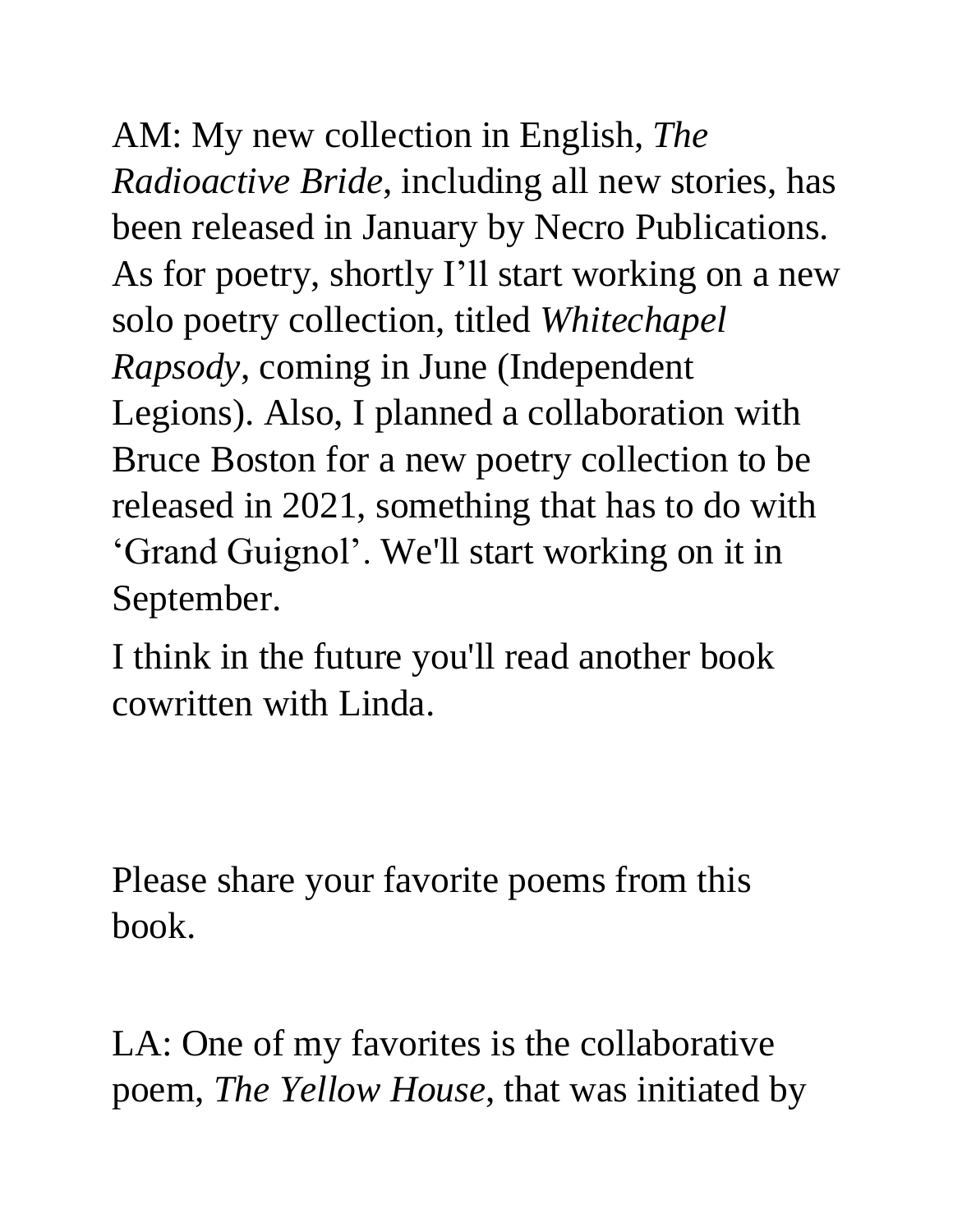AM: My new collection in English, *The Radioactive Bride*, including all new stories, has been released in January by Necro Publications. As for poetry, shortly I'll start working on a new solo poetry collection, titled *Whitechapel Rapsody*, coming in June (Independent Legions). Also, I planned a collaboration with Bruce Boston for a new poetry collection to be released in 2021, something that has to do with 'Grand Guignol'. We'll start working on it in September.

I think in the future you'll read another book cowritten with Linda.

Please share your favorite poems from this book.

LA: One of my favorites is the collaborative poem, *The Yellow House*, that was initiated by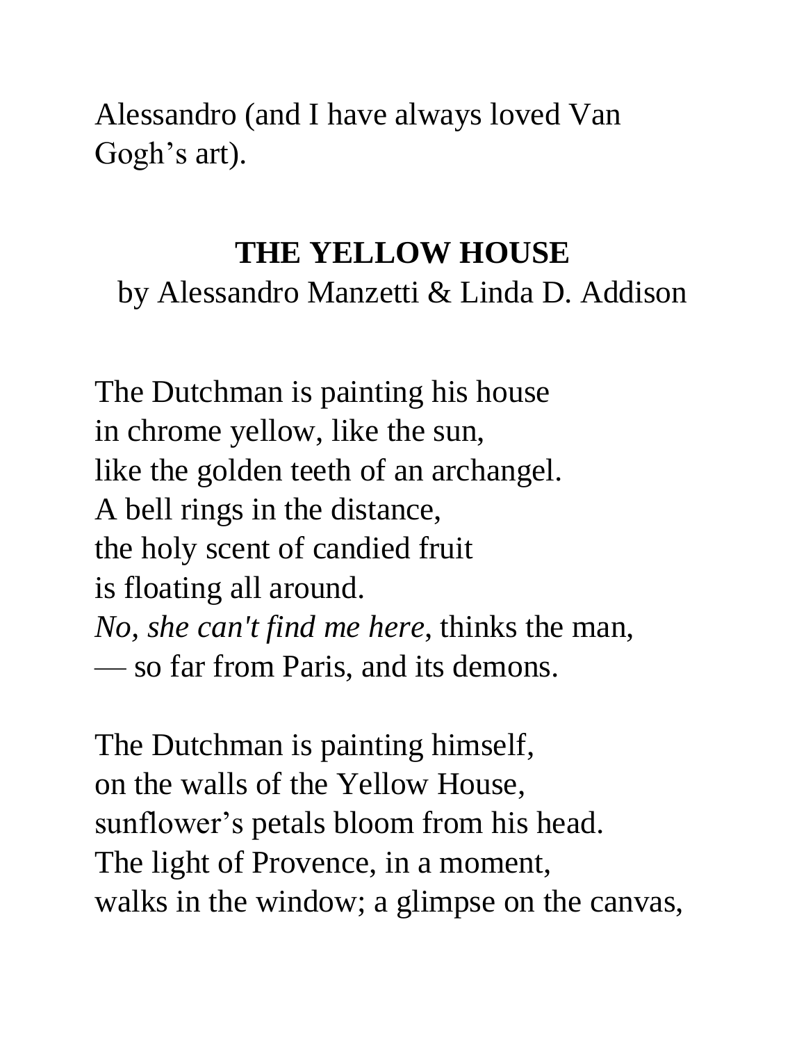Alessandro (and I have always loved Van Gogh’s art).

## THE YELLOW HOUSE

by Alessandro Manzetti & Linda D. Addison

The Dutchman is painting his house  
in chrome yellow, like the sun,  
like the golden teeth of an archangel.  
A bell rings in the distance,  
the holy scent of candied fruit  
is floating all around.  
*No, she can't find me here*, thinks the man,  
— so far from Paris, and its demons.

The Dutchman is painting himself,  
on the walls of the Yellow House,  
sunflower’s petals bloom from his head.  
The light of Provence, in a moment,  
walks in the window; a glimpse on the canvas,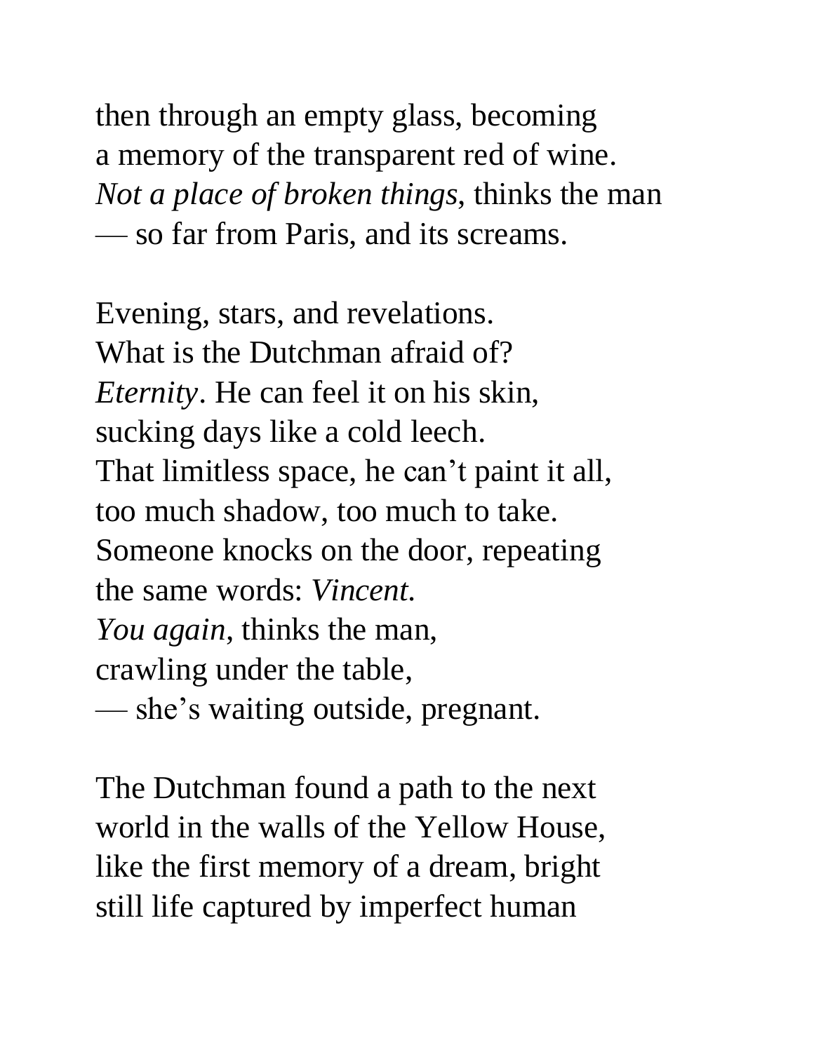then through an empty glass, becoming
a memory of the transparent red of wine.
*Not a place of broken things*, thinks the man
— so far from Paris, and its screams.

Evening, stars, and revelations.
What is the Dutchman afraid of?
*Eternity*. He can feel it on his skin,
sucking days like a cold leech.
That limitless space, he can't paint it all,
too much shadow, too much to take.
Someone knocks on the door, repeating
the same words: *Vincent.*
*You again*, thinks the man,
crawling under the table,
— she's waiting outside, pregnant.

The Dutchman found a path to the next
world in the walls of the Yellow House,
like the first memory of a dream, bright
still life captured by imperfect human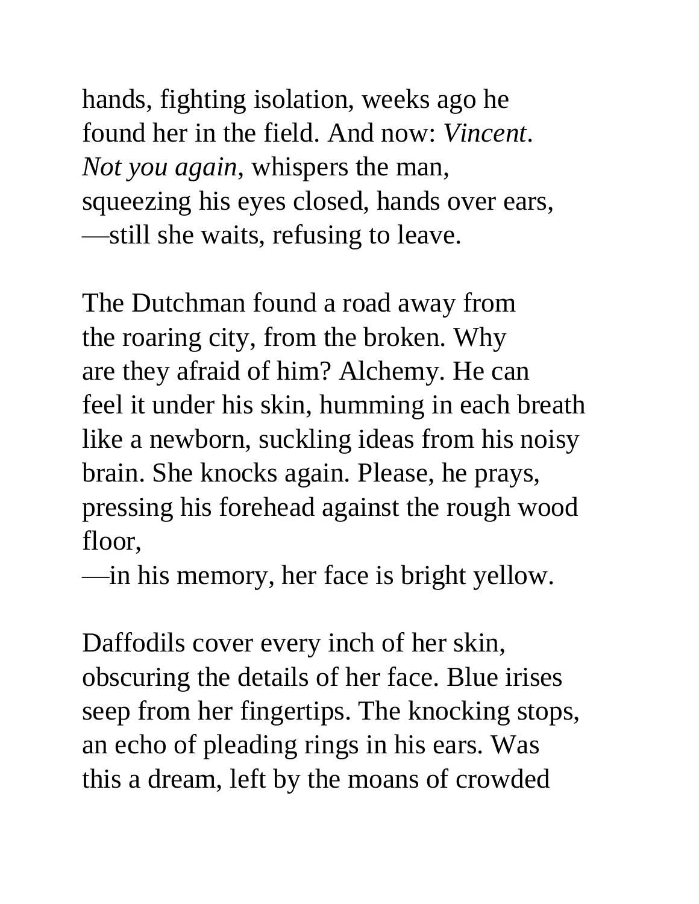hands, fighting isolation, weeks ago he
found her in the field. And now: *Vincent*.
*Not you again*, whispers the man,
squeezing his eyes closed, hands over ears,
—still she waits, refusing to leave.

The Dutchman found a road away from
the roaring city, from the broken. Why
are they afraid of him? Alchemy. He can
feel it under his skin, humming in each breath
like a newborn, suckling ideas from his noisy
brain. She knocks again. Please, he prays,
pressing his forehead against the rough wood
floor,
—in his memory, her face is bright yellow.

Daffodils cover every inch of her skin,
obscuring the details of her face. Blue irises
seep from her fingertips. The knocking stops,
an echo of pleading rings in his ears. Was
this a dream, left by the moans of crowded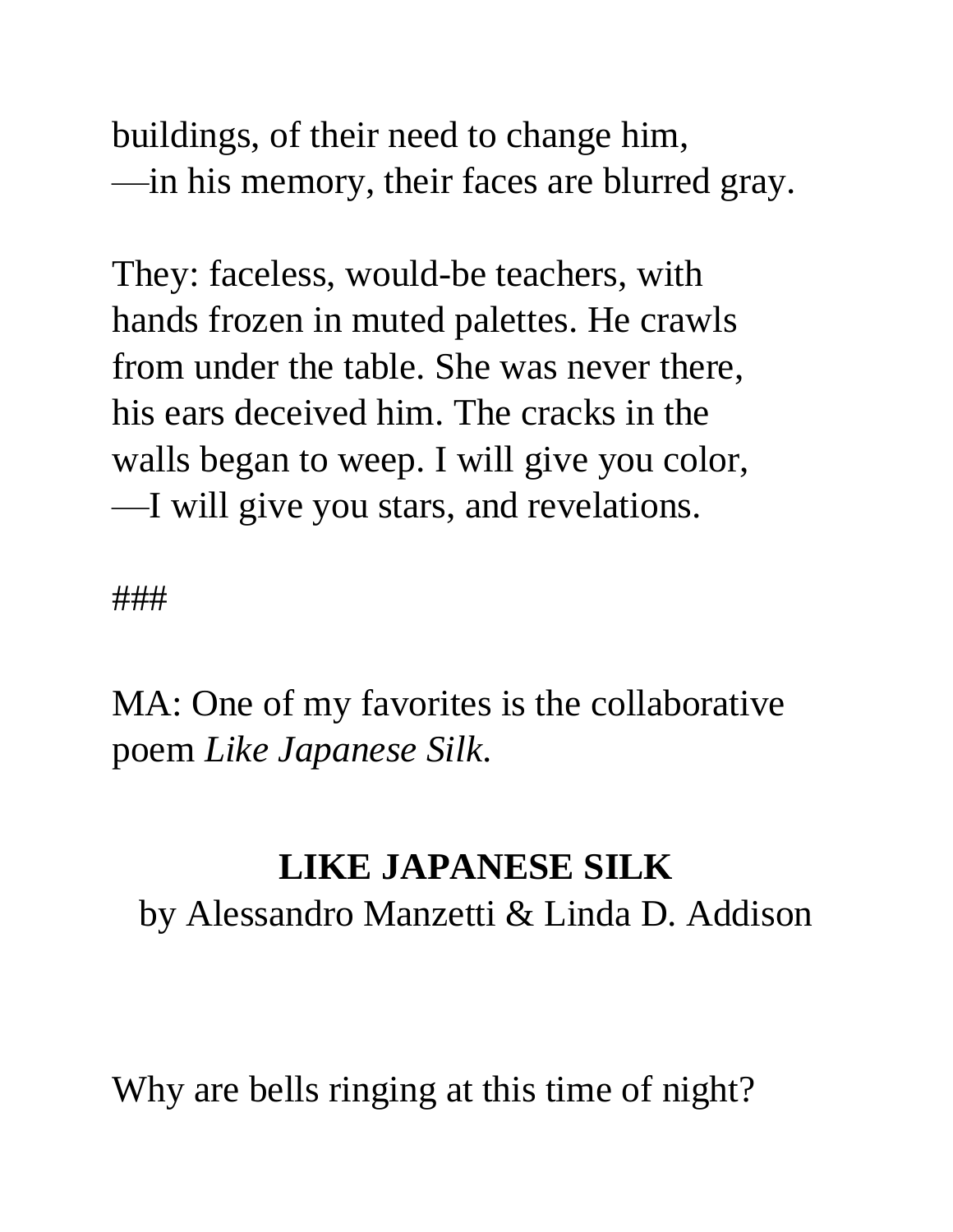buildings, of their need to change him,
—in his memory, their faces are blurred gray.

They: faceless, would-be teachers, with
hands frozen in muted palettes. He crawls
from under the table. She was never there,
his ears deceived him. The cracks in the
walls began to weep. I will give you color,
—I will give you stars, and revelations.

###

MA: One of my favorites is the collaborative poem *Like Japanese Silk.*

**LIKE JAPANESE SILK**

by Alessandro Manzetti & Linda D. Addison

Why are bells ringing at this time of night?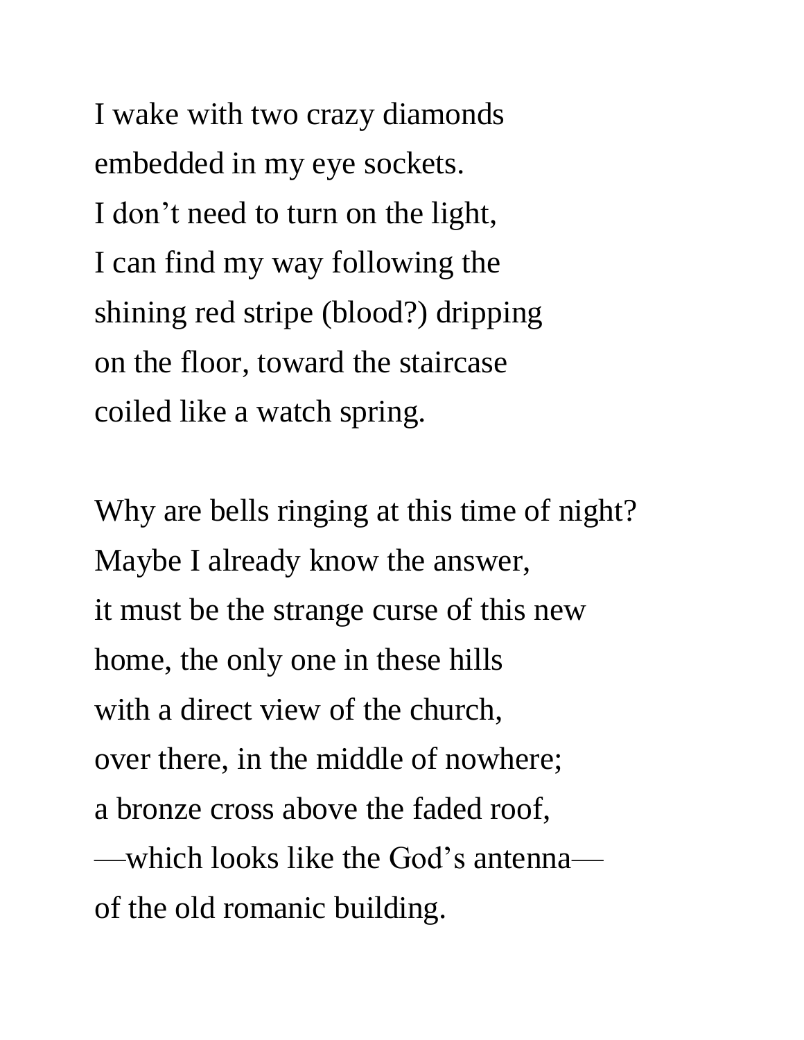I wake with two crazy diamonds  
embedded in my eye sockets.  
I don’t need to turn on the light,  
I can find my way following the  
shining red stripe (blood?) dripping  
on the floor, toward the staircase  
coiled like a watch spring.

Why are bells ringing at this time of night?  
Maybe I already know the answer,  
it must be the strange curse of this new  
home, the only one in these hills  
with a direct view of the church,  
over there, in the middle of nowhere;  
a bronze cross above the faded roof,  
—which looks like the God’s antenna—  
of the old romanic building.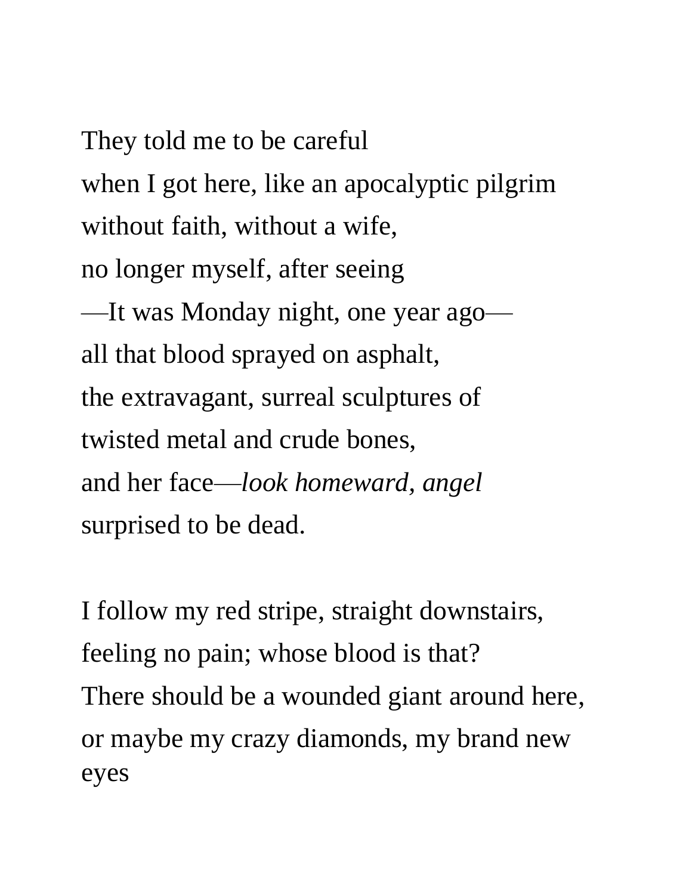They told me to be careful  
when I got here, like an apocalyptic pilgrim  
without faith, without a wife,  
no longer myself, after seeing  
—It was Monday night, one year ago—  
all that blood sprayed on asphalt,  
the extravagant, surreal sculptures of  
twisted metal and crude bones,  
and her face—*look homeward, angel*  
surprised to be dead.

I follow my red stripe, straight downstairs,  
feeling no pain; whose blood is that?  
There should be a wounded giant around here,  
or maybe my crazy diamonds, my brand new eyes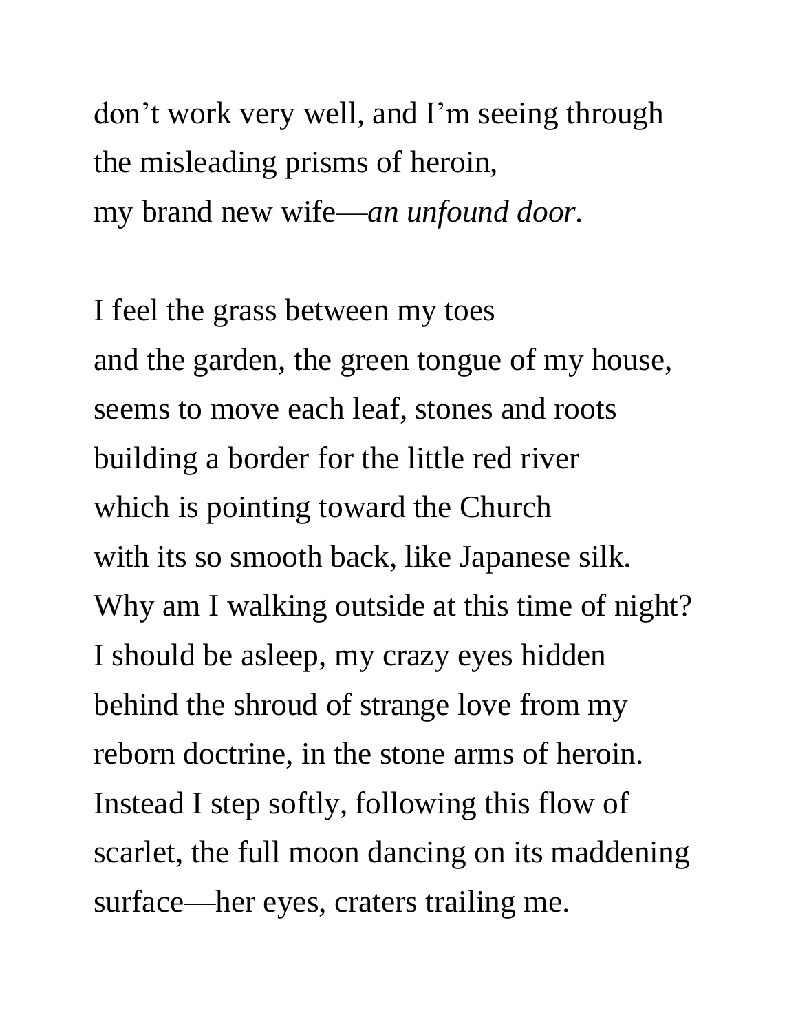don’t work very well, and I’m seeing through
the misleading prisms of heroin,
my brand new wife—*an unfound door*.

I feel the grass between my toes
and the garden, the green tongue of my house,
seems to move each leaf, stones and roots
building a border for the little red river
which is pointing toward the Church
with its so smooth back, like Japanese silk.
Why am I walking outside at this time of night?
I should be asleep, my crazy eyes hidden
behind the shroud of strange love from my
reborn doctrine, in the stone arms of heroin.
Instead I step softly, following this flow of
scarlet, the full moon dancing on its maddening
surface—her eyes, craters trailing me.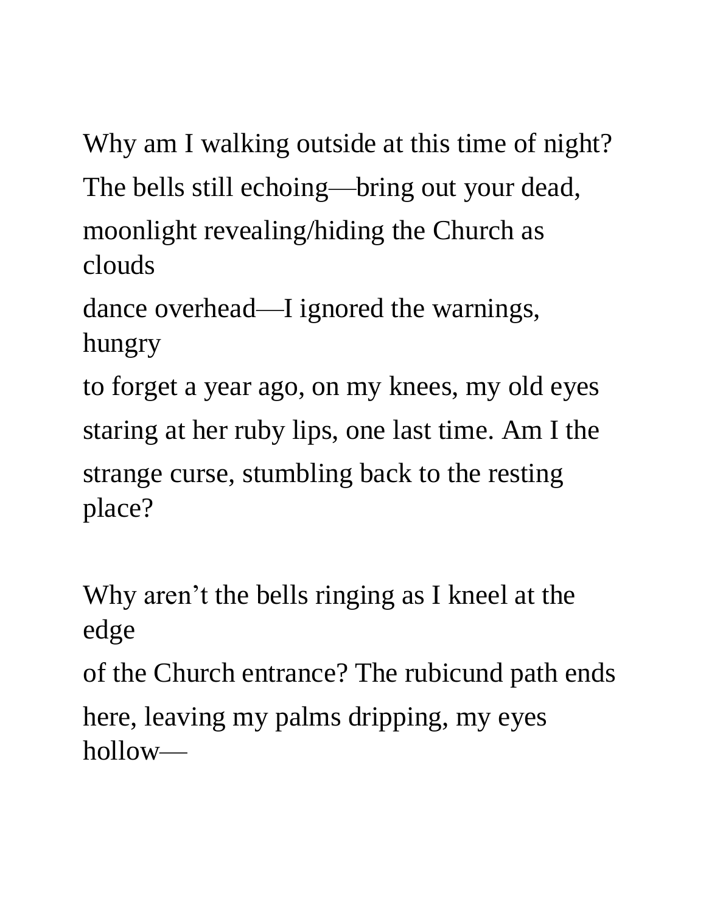Why am I walking outside at this time of night?
The bells still echoing—bring out your dead,
moonlight revealing/hiding the Church as clouds
dance overhead—I ignored the warnings, hungry
to forget a year ago, on my knees, my old eyes
staring at her ruby lips, one last time. Am I the
strange curse, stumbling back to the resting place?

Why aren't the bells ringing as I kneel at the edge
of the Church entrance? The rubicund path ends
here, leaving my palms dripping, my eyes hollow—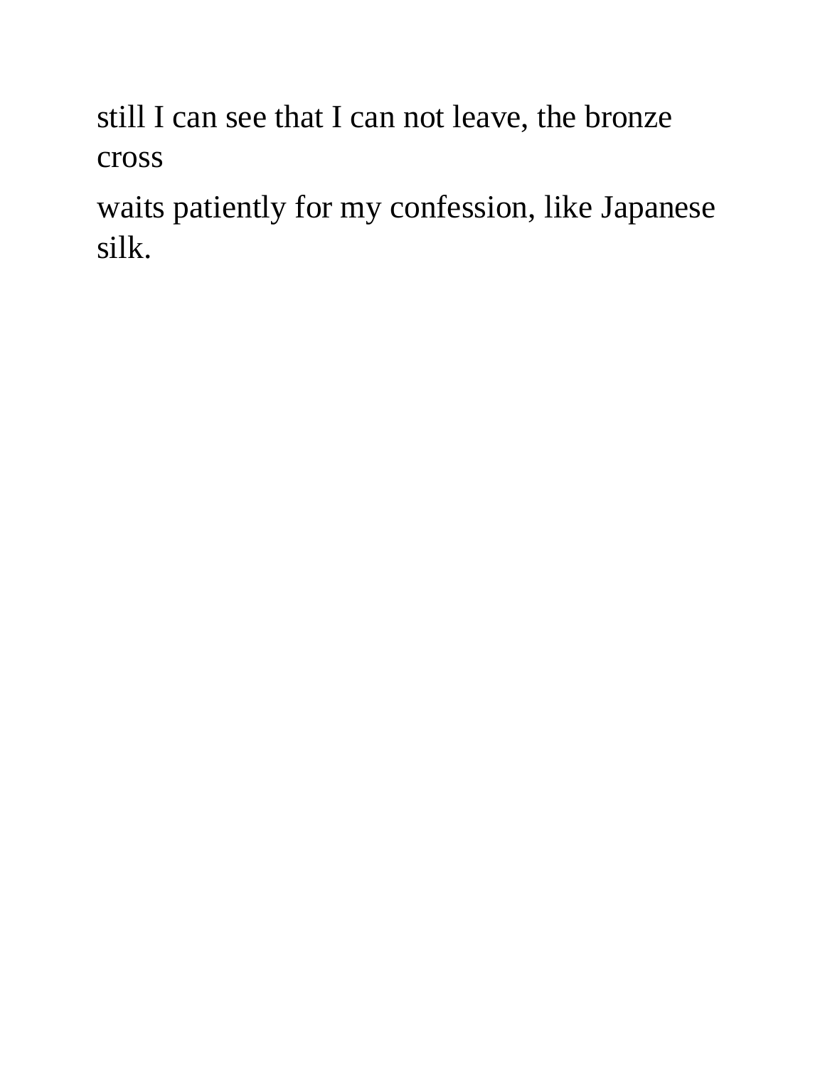still I can see that I can not leave, the bronze cross

waits patiently for my confession, like Japanese silk.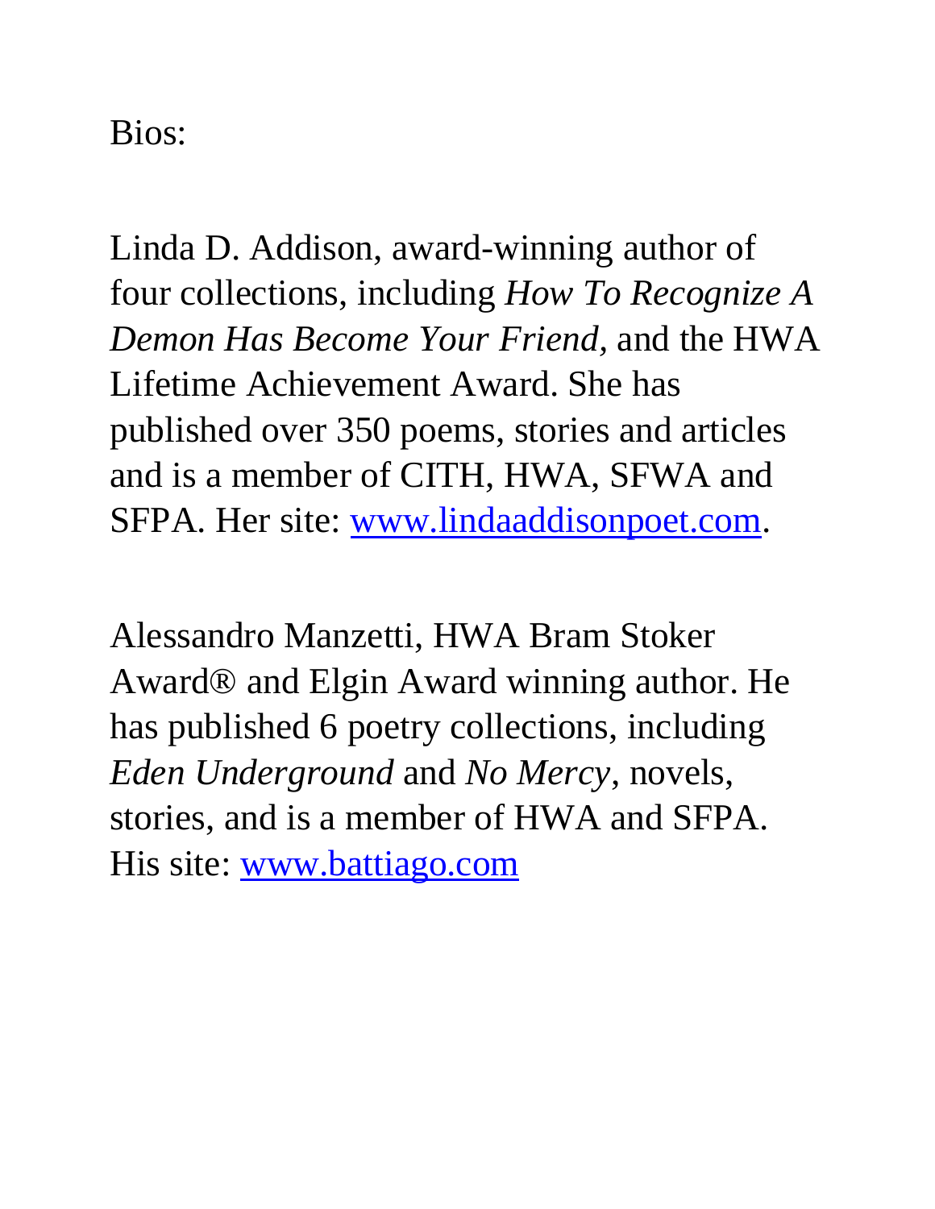Bios:

Linda D. Addison, award-winning author of four collections, including *How To Recognize A Demon Has Become Your Friend,* and the HWA Lifetime Achievement Award. She has published over 350 poems, stories and articles and is a member of CITH, HWA, SFWA and SFPA. Her site: [www.lindaaddisonpoet.com](http://www.lindaaddisonpoet.com).

Alessandro Manzetti, HWA Bram Stoker Award® and Elgin Award winning author. He has published 6 poetry collections, including *Eden Underground* and *No Mercy*, novels, stories, and is a member of HWA and SFPA. His site: [www.battiago.com](http://www.battiago.com)